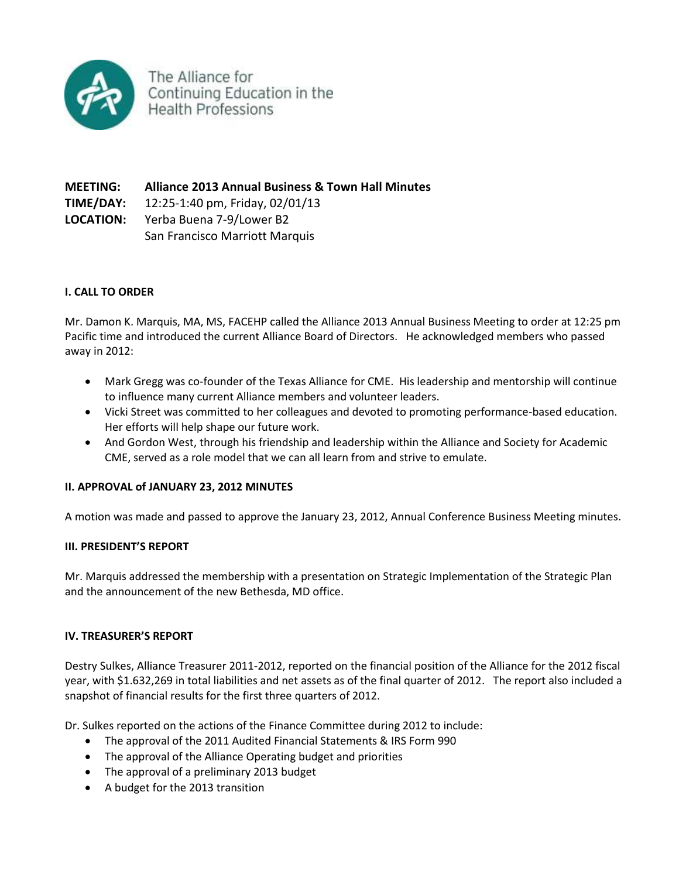The Alliance for Continuing Education in the Health Professions

**MEETING:** **Alliance 2013 Annual Business & Town Hall Minutes**
**TIME/DAY:** 12:25-1:40 pm, Friday, 02/01/13
**LOCATION:** Yerba Buena 7-9/Lower B2
San Francisco Marriott Marquis

### I. CALL TO ORDER

Mr. Damon K. Marquis, MA, MS, FACEHP called the Alliance 2013 Annual Business Meeting to order at 12:25 pm Pacific time and introduced the current Alliance Board of Directors. He acknowledged members who passed away in 2012:

- Mark Gregg was co-founder of the Texas Alliance for CME. His leadership and mentorship will continue to influence many current Alliance members and volunteer leaders.
- Vicki Street was committed to her colleagues and devoted to promoting performance-based education. Her efforts will help shape our future work.
- And Gordon West, through his friendship and leadership within the Alliance and Society for Academic CME, served as a role model that we can all learn from and strive to emulate.

### II. APPROVAL of JANUARY 23, 2012 MINUTES

A motion was made and passed to approve the January 23, 2012, Annual Conference Business Meeting minutes.

### III. PRESIDENT'S REPORT

Mr. Marquis addressed the membership with a presentation on Strategic Implementation of the Strategic Plan and the announcement of the new Bethesda, MD office.

### IV. TREASURER'S REPORT

Destry Sulkes, Alliance Treasurer 2011-2012, reported on the financial position of the Alliance for the 2012 fiscal year, with $1.632,269 in total liabilities and net assets as of the final quarter of 2012. The report also included a snapshot of financial results for the first three quarters of 2012.

Dr. Sulkes reported on the actions of the Finance Committee during 2012 to include:

- The approval of the 2011 Audited Financial Statements & IRS Form 990
- The approval of the Alliance Operating budget and priorities
- The approval of a preliminary 2013 budget
- A budget for the 2013 transition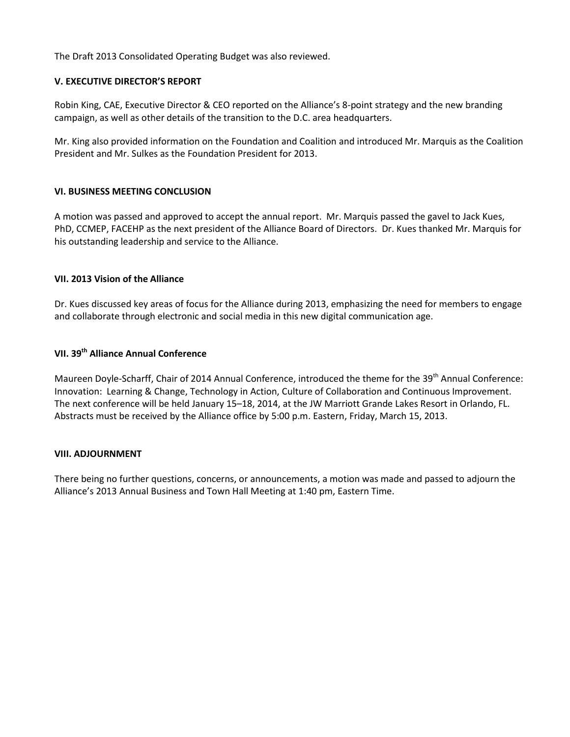The Draft 2013 Consolidated Operating Budget was also reviewed.

**V. EXECUTIVE DIRECTOR'S REPORT**

Robin King, CAE, Executive Director & CEO reported on the Alliance's 8-point strategy and the new branding campaign, as well as other details of the transition to the D.C. area headquarters.

Mr. King also provided information on the Foundation and Coalition and introduced Mr. Marquis as the Coalition President and Mr. Sulkes as the Foundation President for 2013.

**VI. BUSINESS MEETING CONCLUSION**

A motion was passed and approved to accept the annual report. Mr. Marquis passed the gavel to Jack Kues, PhD, CCMEP, FACEHP as the next president of the Alliance Board of Directors. Dr. Kues thanked Mr. Marquis for his outstanding leadership and service to the Alliance.

**VII. 2013 Vision of the Alliance**

Dr. Kues discussed key areas of focus for the Alliance during 2013, emphasizing the need for members to engage and collaborate through electronic and social media in this new digital communication age.

**VII. 39th Alliance Annual Conference**

Maureen Doyle-Scharff, Chair of 2014 Annual Conference, introduced the theme for the 39th Annual Conference: Innovation: Learning & Change, Technology in Action, Culture of Collaboration and Continuous Improvement. The next conference will be held January 15–18, 2014, at the JW Marriott Grande Lakes Resort in Orlando, FL. Abstracts must be received by the Alliance office by 5:00 p.m. Eastern, Friday, March 15, 2013.

**VIII. ADJOURNMENT**

There being no further questions, concerns, or announcements, a motion was made and passed to adjourn the Alliance's 2013 Annual Business and Town Hall Meeting at 1:40 pm, Eastern Time.